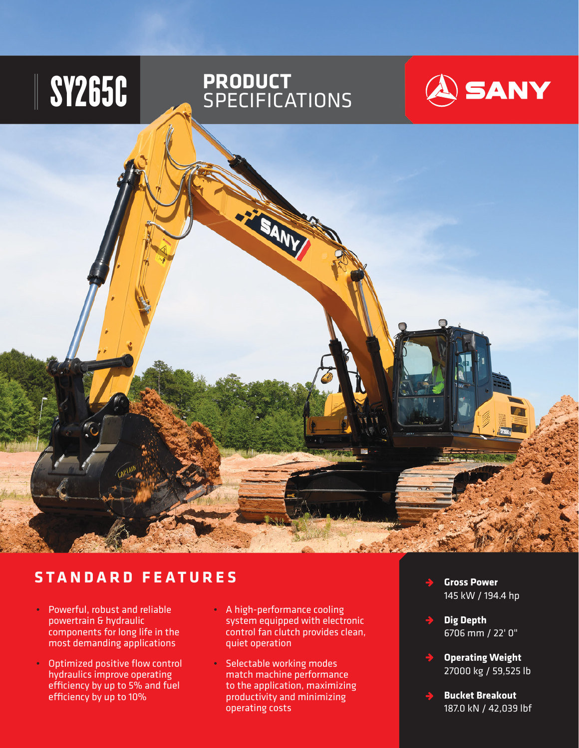# SY265C

## PRODUCT SPECIFICATIONS

SANY

## STANDARD FEATURES

- Powerful, robust and reliable powertrain & hydraulic components for long life in the most demanding applications
- Optimized positive flow control hydraulics improve operating efficiency by up to 5% and fuel efficiency by up to 10%
- A high-performance cooling system equipped with electronic control fan clutch provides clean, quiet operation
- Selectable working modes match machine performance to the application, maximizing productivity and minimizing operating costs

**Gross Power**
145 kW / 194.4 hp

**Dig Depth**
6706 mm / 22' 0"

**Operating Weight**
27000 kg / 59,525 lb

**Bucket Breakout**
187.0 kN / 42,039 lbf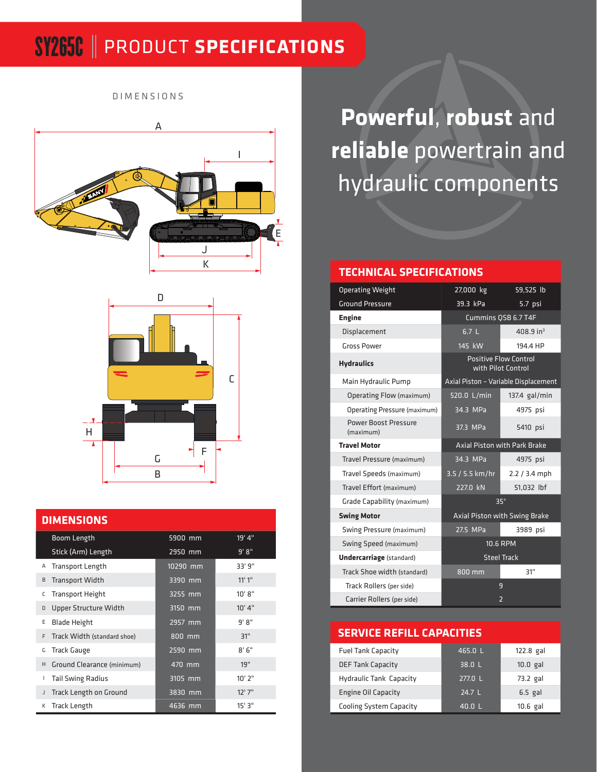# SY265C | PRODUCT SPECIFICATIONS

DIMENSIONS

## DIMENSIONS

| | | | |
|---|---|---|---|
| | Boom Length | 5900 mm | 19' 4" |
| | Stick (Arm) Length | 2950 mm | 9' 8" |
| A | Transport Length | 10290 mm | 33' 9" |
| B | Transport Width | 3390 mm | 11' 1" |
| C | Transport Height | 3255 mm | 10' 8" |
| D | Upper Structure Width | 3150 mm | 10' 4" |
| E | Blade Height | 2957 mm | 9' 8" |
| F | Track Width (standard shoe) | 800 mm | 31" |
| G | Track Gauge | 2590 mm | 8' 6" |
| H | Ground Clearance (minimum) | 470 mm | 19" |
| I | Tail Swing Radius | 3105 mm | 10' 2" |
| J | Track Length on Ground | 3830 mm | 12' 7" |
| K | Track Length | 4636 mm | 15' 3" |

**Powerful**, **robust** and **reliable** powertrain and hydraulic components

## TECHNICAL SPECIFICATIONS

| | | |
|---|---|---|
| Operating Weight | 27,000 kg | 59,525 lb |
| Ground Pressure | 39.3 kPa | 5.7 psi |
| **Engine** | Cummins QSB 6.7 T4F | |
| Displacement | 6.7 L | 408.9 in³ |
| Gross Power | 145 kW | 194.4 HP |
| **Hydraulics** | Positive Flow Control with Pilot Control | |
| Main Hydraulic Pump | Axial Piston – Variable Displacement | |
| Operating Flow (maximum) | 520.0 L/min | 137.4 gal/min |
| Operating Pressure (maximum) | 34.3 MPa | 4975 psi |
| Power Boost Pressure (maximum) | 37.3 MPa | 5410 psi |
| **Travel Motor** | Axial Piston with Park Brake | |
| Travel Pressure (maximum) | 34.3 MPa | 4975 psi |
| Travel Speeds (maximum) | 3.5 / 5.5 km/hr | 2.2 / 3.4 mph |
| Travel Effort (maximum) | 227.0 kN | 51,032 lbf |
| Grade Capability (maximum) | 35° | |
| **Swing Motor** | Axial Piston with Swing Brake | |
| Swing Pressure (maximum) | 27.5 MPa | 3989 psi |
| Swing Speed (maximum) | 10.6 RPM | |
| **Undercarriage** (standard) | Steel Track | |
| Track Shoe width (standard) | 800 mm | 31" |
| Track Rollers (per side) | 9 | |
| Carrier Rollers (per side) | 2 | |

## SERVICE REFILL CAPACITIES

| | | |
|---|---|---|
| Fuel Tank Capacity | 465.0 L | 122.8 gal |
| DEF Tank Capacity | 38.0 L | 10.0 gal |
| Hydraulic Tank Capacity | 277.0 L | 73.2 gal |
| Engine Oil Capacity | 24.7 L | 6.5 gal |
| Cooling System Capacity | 40.0 L | 10.6 gal |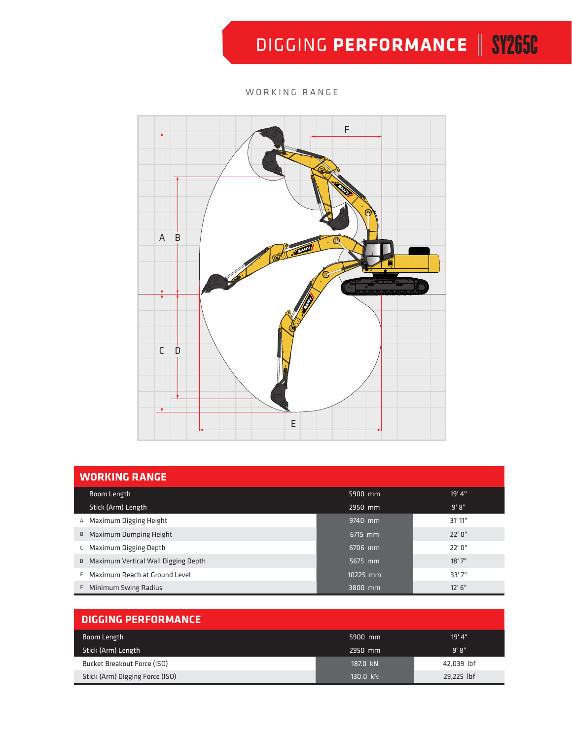# DIGGING PERFORMANCE | SY265C

WORKING RANGE

## WORKING RANGE

| | | | |
|---|---|---|---|
| | Boom Length | 5900 mm | 19' 4" |
| | Stick (Arm) Length | 2950 mm | 9' 8" |
| A | Maximum Digging Height | 9740 mm | 31' 11" |
| B | Maximum Dumping Height | 6715 mm | 22' 0" |
| C | Maximum Digging Depth | 6706 mm | 22' 0" |
| D | Maximum Vertical Wall Digging Depth | 5675 mm | 18' 7" |
| E | Maximum Reach at Ground Level | 10225 mm | 33' 7" |
| F | Minimum Swing Radius | 3800 mm | 12' 6" |

## DIGGING PERFORMANCE

| | | |
|---|---|---|
| Boom Length | 5900 mm | 19' 4" |
| Stick (Arm) Length | 2950 mm | 9' 8" |
| Bucket Breakout Force (ISO) | 187.0 kN | 42,039 lbf |
| Stick (Arm) Digging Force (ISO) | 130.0 kN | 29,225 lbf |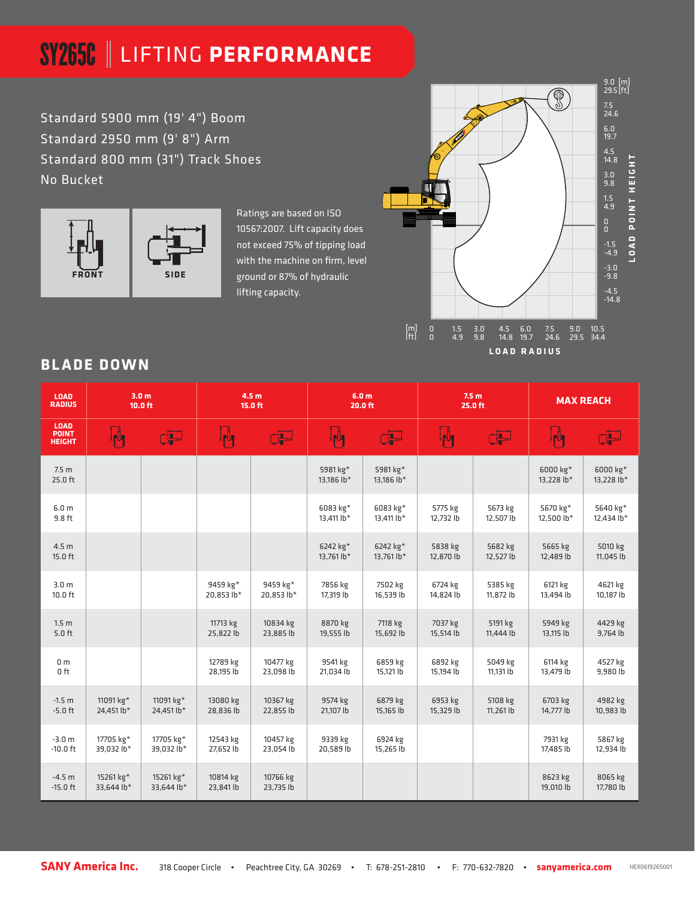# SY265C | LIFTING PERFORMANCE

Standard 5900 mm (19' 4") Boom
Standard 2950 mm (9' 8") Arm
Standard 800 mm (31") Track Shoes
No Bucket

FRONT

SIDE

Ratings are based on ISO 10567:2007. Lift capacity does not exceed 75% of tipping load with the machine on firm, level ground or 87% of hydraulic lifting capacity.

9.0 [m]
29.5 [ft]
7.5
24.6
6.0
19.7
4.5
14.8
3.0
9.8
1.5
4.9
0
0
-1.5
-4.9
-3.0
-9.8
-4.5
-14.8

LOAD POINT HEIGHT

[m] 0 1.5 3.0 4.5 6.0 7.5 9.0 10.5
[ft] 0 4.9 9.8 14.8 19.7 24.6 29.5 34.4

LOAD RADIUS

## BLADE DOWN

| LOAD RADIUS | 3.0 m 10.0 ft | | 4.5 m 15.0 ft | | 6.0 m 20.0 ft | | 7.5 m 25.0 ft | | MAX REACH | |
|---|---|---|---|---|---|---|---|---|---|---|
| LOAD POINT HEIGHT | Front | Side | Front | Side | Front | Side | Front | Side | Front | Side |
| 7.5 m 25.0 ft | | | | | 5981 kg* 13,186 lb* | 5981 kg* 13,186 lb* | | | 6000 kg* 13,228 lb* | 6000 kg* 13,228 lb* |
| 6.0 m 9.8 ft | | | | | 6083 kg* 13,411 lb* | 6083 kg* 13,411 lb* | 5775 kg 12,732 lb | 5673 kg 12,507 lb | 5670 kg* 12,500 lb* | 5640 kg* 12,434 lb* |
| 4.5 m 15.0 ft | | | | | 6242 kg* 13,761 lb* | 6242 kg* 13,761 lb* | 5838 kg 12,870 lb | 5682 kg 12,527 lb | 5665 kg 12,489 lb | 5010 kg 11,045 lb |
| 3.0 m 10.0 ft | | | 9459 kg* 20,853 lb* | 9459 kg* 20,853 lb* | 7856 kg 17,319 lb | 7502 kg 16,539 lb | 6724 kg 14,824 lb | 5385 kg 11,872 lb | 6121 kg 13,494 lb | 4621 kg 10,187 lb |
| 1.5 m 5.0 ft | | | 11713 kg 25,822 lb | 10834 kg 23,885 lb | 8870 kg 19,555 lb | 7118 kg 15,692 lb | 7037 kg 15,514 lb | 5191 kg 11,444 lb | 5949 kg 13,115 lb | 4429 kg 9,764 lb |
| 0 m 0 ft | | | 12789 kg 28,195 lb | 10477 kg 23,098 lb | 9541 kg 21,034 lb | 6859 kg 15,121 lb | 6892 kg 15,194 lb | 5049 kg 11,131 lb | 6114 kg 13,479 lb | 4527 kg 9,980 lb |
| -1.5 m -5.0 ft | 11091 kg* 24,451 lb* | 11091 kg* 24,451 lb* | 13080 kg 28,836 lb | 10367 kg 22,855 lb | 9574 kg 21,107 lb | 6879 kg 15,165 lb | 6953 kg 15,329 lb | 5108 kg 11,261 lb | 6703 kg 14,777 lb | 4982 kg 10,983 lb |
| -3.0 m -10.0 ft | 17705 kg* 39,032 lb* | 17705 kg* 39,032 lb* | 12543 kg 27,652 lb | 10457 kg 23,054 lb | 9339 kg 20,589 lb | 6924 kg 15,265 lb | | | 7931 kg 17,485 lb | 5867 kg 12,934 lb |
| -4.5 m -15.0 ft | 15261 kg* 33,644 lb* | 15261 kg* 33,644 lb* | 10814 kg 23,841 lb | 10766 kg 23,735 lb | | | | | 8623 kg 19,010 lb | 8065 kg 17,780 lb |

**SANY America Inc.** 318 Cooper Circle • Peachtree City, GA 30269 • T: 678-251-2810 • F: 770-632-7820 • **sanyamerica.com** HEX0619265001